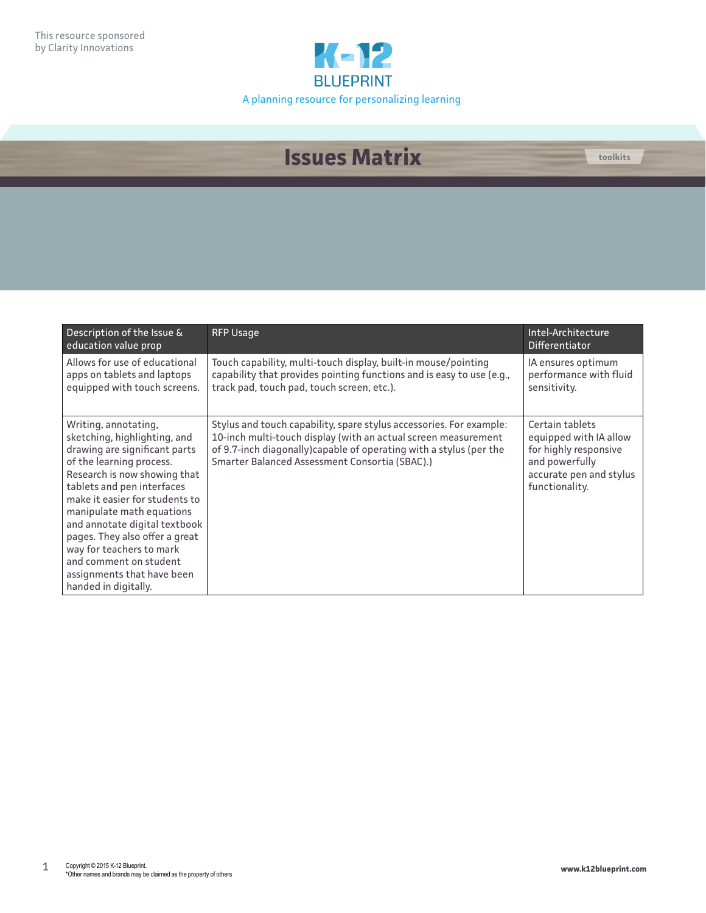This resource sponsored by Clarity Innovations

K-12 BLUEPRINT

A planning resource for personalizing learning

# Issues Matrix

toolkits

| Description of the Issue & education value prop | RFP Usage | Intel-Architecture Differentiator |
|---|---|---|
| Allows for use of educational apps on tablets and laptops equipped with touch screens. | Touch capability, multi-touch display, built-in mouse/pointing capability that provides pointing functions and is easy to use (e.g., track pad, touch pad, touch screen, etc.). | IA ensures optimum performance with fluid sensitivity. |
| Writing, annotating, sketching, highlighting, and drawing are significant parts of the learning process. Research is now showing that tablets and pen interfaces make it easier for students to manipulate math equations and annotate digital textbook pages. They also offer a great way for teachers to mark and comment on student assignments that have been handed in digitally. | Stylus and touch capability, spare stylus accessories. For example: 10-inch multi-touch display (with an actual screen measurement of 9.7-inch diagonally)capable of operating with a stylus (per the Smarter Balanced Assessment Consortia (SBAC).) | Certain tablets equipped with IA allow for highly responsive and powerfully accurate pen and stylus functionality. |

Copyright © 2015 K-12 Blueprint.
*Other names and brands may be claimed as the property of others

www.k12blueprint.com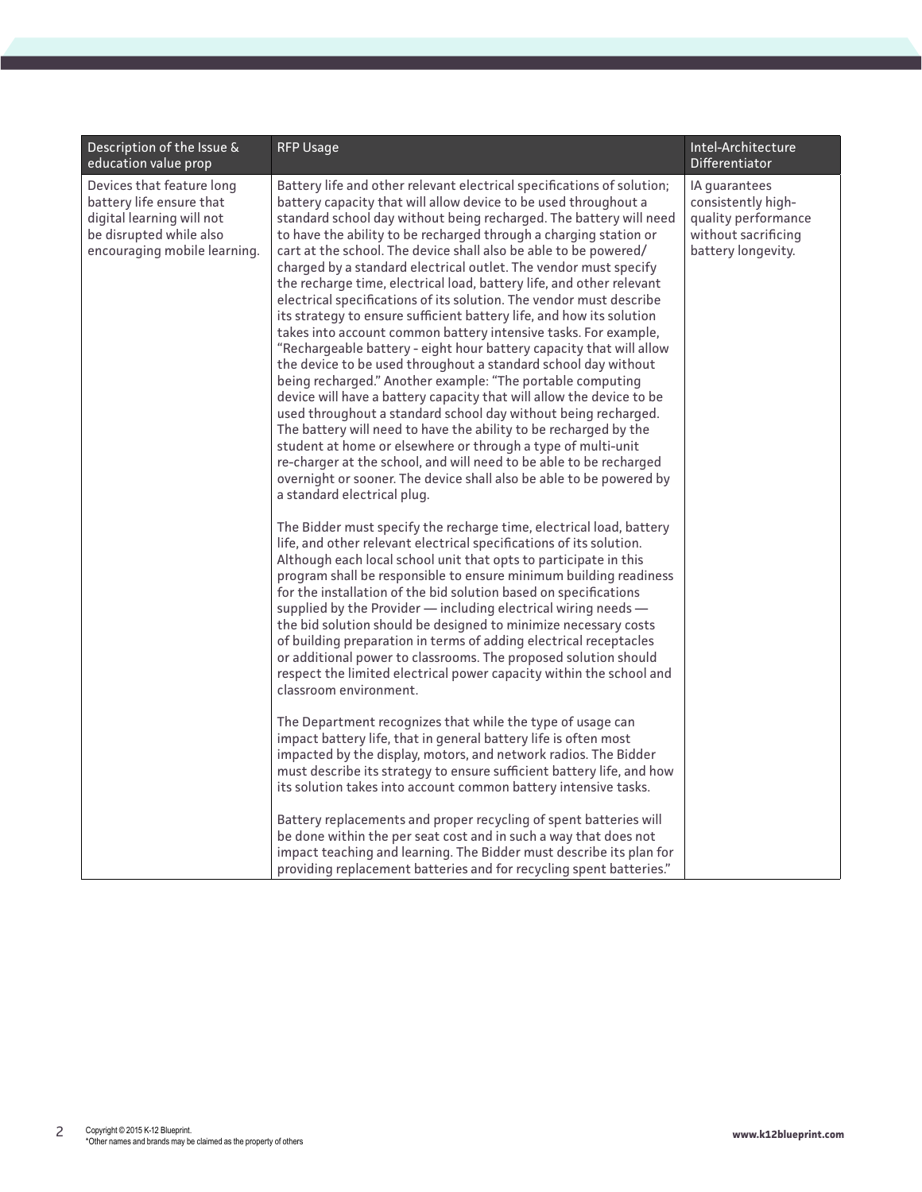| Description of the Issue & education value prop | RFP Usage | Intel-Architecture Differentiator |
|---|---|---|
| Devices that feature long battery life ensure that digital learning will not be disrupted while also encouraging mobile learning. | Battery life and other relevant electrical specifications of solution; battery capacity that will allow device to be used throughout a standard school day without being recharged. The battery will need to have the ability to be recharged through a charging station or cart at the school. The device shall also be able to be powered/charged by a standard electrical outlet. The vendor must specify the recharge time, electrical load, battery life, and other relevant electrical specifications of its solution. The vendor must describe its strategy to ensure sufficient battery life, and how its solution takes into account common battery intensive tasks. For example, "Rechargeable battery - eight hour battery capacity that will allow the device to be used throughout a standard school day without being recharged." Another example: "The portable computing device will have a battery capacity that will allow the device to be used throughout a standard school day without being recharged. The battery will need to have the ability to be recharged by the student at home or elsewhere or through a type of multi-unit re-charger at the school, and will need to be able to be recharged overnight or sooner. The device shall also be able to be powered by a standard electrical plug.<br><br>The Bidder must specify the recharge time, electrical load, battery life, and other relevant electrical specifications of its solution. Although each local school unit that opts to participate in this program shall be responsible to ensure minimum building readiness for the installation of the bid solution based on specifications supplied by the Provider — including electrical wiring needs — the bid solution should be designed to minimize necessary costs of building preparation in terms of adding electrical receptacles or additional power to classrooms. The proposed solution should respect the limited electrical power capacity within the school and classroom environment.<br><br>The Department recognizes that while the type of usage can impact battery life, that in general battery life is often most impacted by the display, motors, and network radios. The Bidder must describe its strategy to ensure sufficient battery life, and how its solution takes into account common battery intensive tasks.<br><br>Battery replacements and proper recycling of spent batteries will be done within the per seat cost and in such a way that does not impact teaching and learning. The Bidder must describe its plan for providing replacement batteries and for recycling spent batteries." | IA guarantees consistently high-quality performance without sacrificing battery longevity. |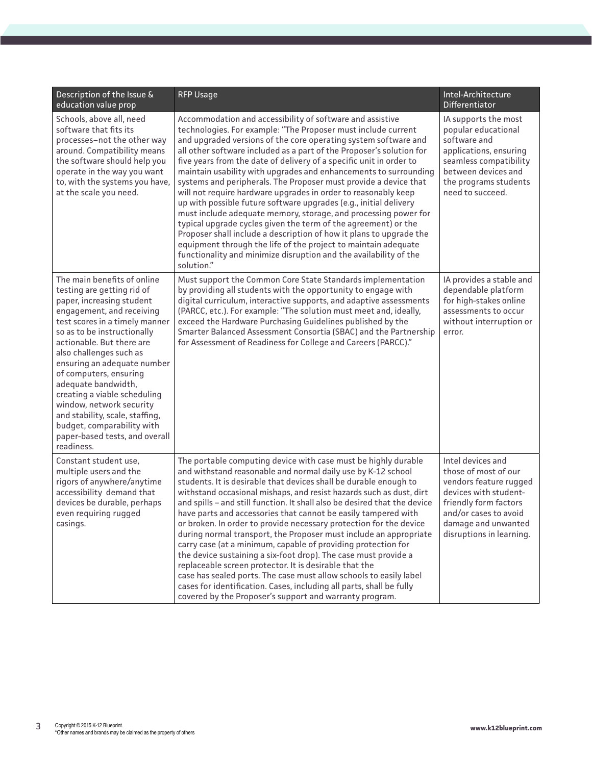| Description of the Issue & education value prop | RFP Usage | Intel-Architecture Differentiator |
|---|---|---|
| Schools, above all, need software that fits its processes–not the other way around. Compatibility means the software should help you operate in the way you want to, with the systems you have, at the scale you need. | Accommodation and accessibility of software and assistive technologies. For example: "The Proposer must include current and upgraded versions of the core operating system software and all other software included as a part of the Proposer's solution for five years from the date of delivery of a specific unit in order to maintain usability with upgrades and enhancements to surrounding systems and peripherals. The Proposer must provide a device that will not require hardware upgrades in order to reasonably keep up with possible future software upgrades (e.g., initial delivery must include adequate memory, storage, and processing power for typical upgrade cycles given the term of the agreement) or the Proposer shall include a description of how it plans to upgrade the equipment through the life of the project to maintain adequate functionality and minimize disruption and the availability of the solution." | IA supports the most popular educational software and applications, ensuring seamless compatibility between devices and the programs students need to succeed. |
| The main benefits of online testing are getting rid of paper, increasing student engagement, and receiving test scores in a timely manner so as to be instructionally actionable. But there are also challenges such as ensuring an adequate number of computers, ensuring adequate bandwidth, creating a viable scheduling window, network security and stability, scale, staffing, budget, comparability with paper-based tests, and overall readiness. | Must support the Common Core State Standards implementation by providing all students with the opportunity to engage with digital curriculum, interactive supports, and adaptive assessments (PARCC, etc.). For example: "The solution must meet and, ideally, exceed the Hardware Purchasing Guidelines published by the Smarter Balanced Assessment Consortia (SBAC) and the Partnership for Assessment of Readiness for College and Careers (PARCC)." | IA provides a stable and dependable platform for high-stakes online assessments to occur without interruption or error. |
| Constant student use, multiple users and the rigors of anywhere/anytime accessibility demand that devices be durable, perhaps even requiring rugged casings. | The portable computing device with case must be highly durable and withstand reasonable and normal daily use by K-12 school students. It is desirable that devices shall be durable enough to withstand occasional mishaps, and resist hazards such as dust, dirt and spills – and still function. It shall also be desired that the device have parts and accessories that cannot be easily tampered with or broken. In order to provide necessary protection for the device during normal transport, the Proposer must include an appropriate carry case (at a minimum, capable of providing protection for the device sustaining a six-foot drop). The case must provide a replaceable screen protector. It is desirable that the case has sealed ports. The case must allow schools to easily label cases for identification. Cases, including all parts, shall be fully covered by the Proposer's support and warranty program. | Intel devices and those of most of our vendors feature rugged devices with student-friendly form factors and/or cases to avoid damage and unwanted disruptions in learning. |

Copyright © 2015 K-12 Blueprint.
*Other names and brands may be claimed as the property of others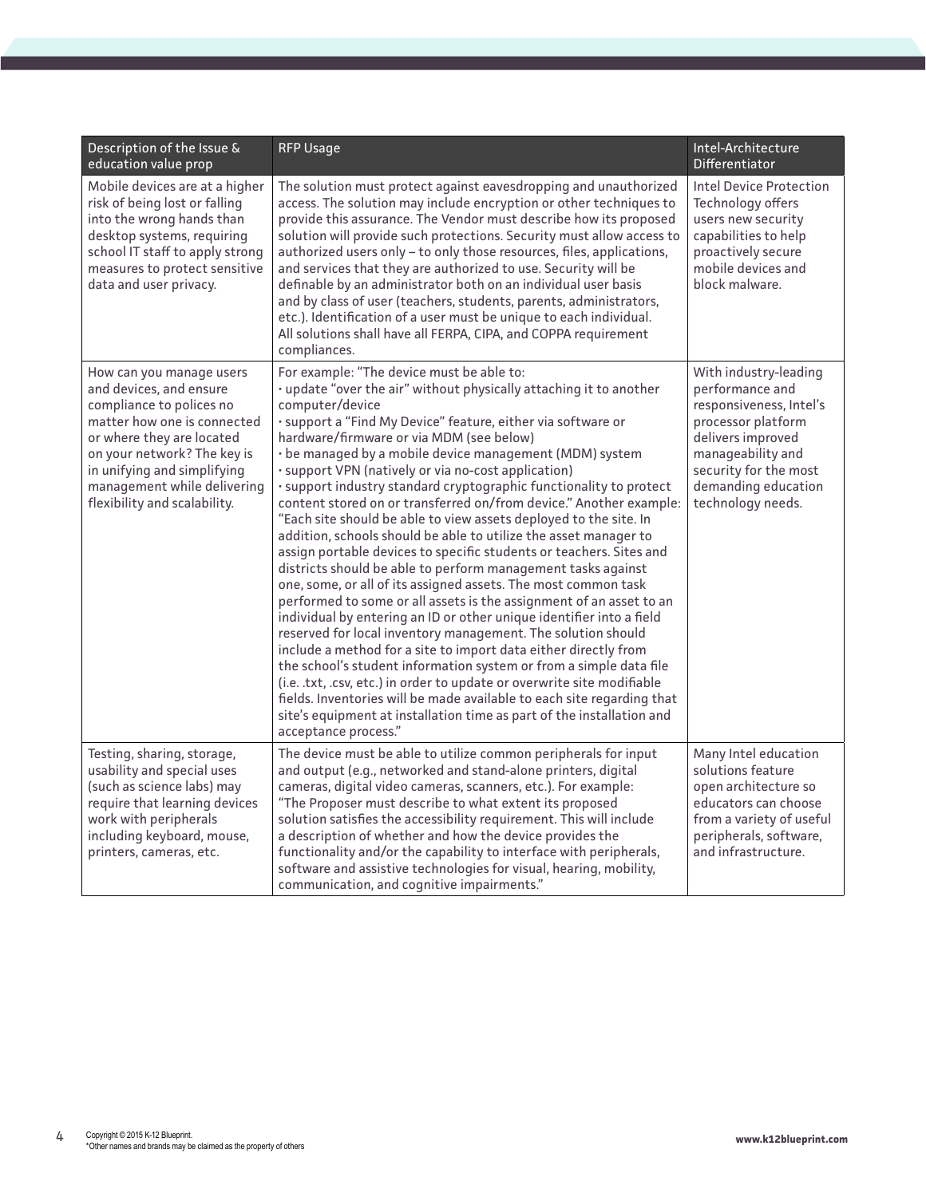| Description of the Issue & education value prop | RFP Usage | Intel-Architecture Differentiator |
|---|---|---|
| Mobile devices are at a higher risk of being lost or falling into the wrong hands than desktop systems, requiring school IT staff to apply strong measures to protect sensitive data and user privacy. | The solution must protect against eavesdropping and unauthorized access. The solution may include encryption or other techniques to provide this assurance. The Vendor must describe how its proposed solution will provide such protections. Security must allow access to authorized users only – to only those resources, files, applications, and services that they are authorized to use. Security will be definable by an administrator both on an individual user basis and by class of user (teachers, students, parents, administrators, etc.). Identification of a user must be unique to each individual. All solutions shall have all FERPA, CIPA, and COPPA requirement compliances. | Intel Device Protection Technology offers users new security capabilities to help proactively secure mobile devices and block malware. |
| How can you manage users and devices, and ensure compliance to polices no matter how one is connected or where they are located on your network? The key is in unifying and simplifying management while delivering flexibility and scalability. | For example: "The device must be able to:<br>· update "over the air" without physically attaching it to another computer/device<br>· support a "Find My Device" feature, either via software or hardware/firmware or via MDM (see below)<br>· be managed by a mobile device management (MDM) system<br>· support VPN (natively or via no-cost application)<br>· support industry standard cryptographic functionality to protect content stored on or transferred on/from device." Another example: "Each site should be able to view assets deployed to the site. In addition, schools should be able to utilize the asset manager to assign portable devices to specific students or teachers. Sites and districts should be able to perform management tasks against one, some, or all of its assigned assets. The most common task performed to some or all assets is the assignment of an asset to an individual by entering an ID or other unique identifier into a field reserved for local inventory management. The solution should include a method for a site to import data either directly from the school's student information system or from a simple data file (i.e. .txt, .csv, etc.) in order to update or overwrite site modifiable fields. Inventories will be made available to each site regarding that site's equipment at installation time as part of the installation and acceptance process." | With industry-leading performance and responsiveness, Intel's processor platform delivers improved manageability and security for the most demanding education technology needs. |
| Testing, sharing, storage, usability and special uses (such as science labs) may require that learning devices work with peripherals including keyboard, mouse, printers, cameras, etc. | The device must be able to utilize common peripherals for input and output (e.g., networked and stand-alone printers, digital cameras, digital video cameras, scanners, etc.). For example: "The Proposer must describe to what extent its proposed solution satisfies the accessibility requirement. This will include a description of whether and how the device provides the functionality and/or the capability to interface with peripherals, software and assistive technologies for visual, hearing, mobility, communication, and cognitive impairments." | Many Intel education solutions feature open architecture so educators can choose from a variety of useful peripherals, software, and infrastructure. |

Copyright © 2015 K-12 Blueprint.
*Other names and brands may be claimed as the property of others

www.k12blueprint.com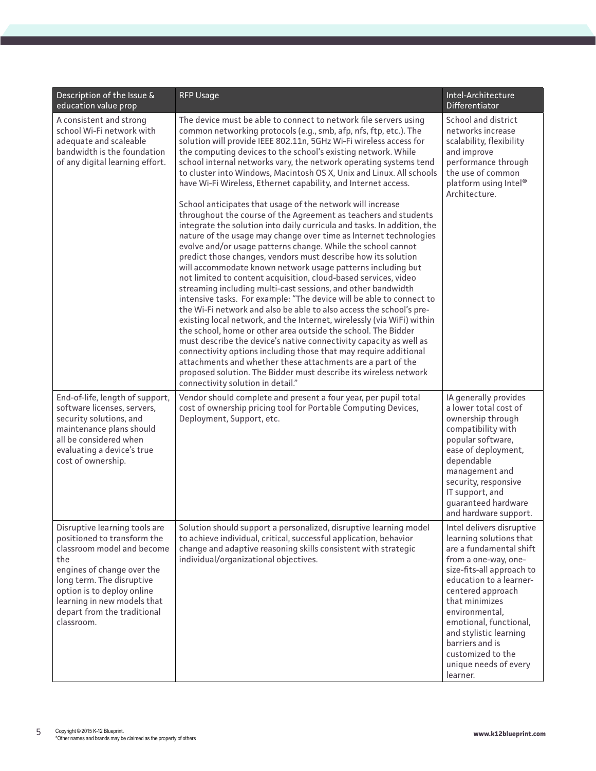| Description of the Issue & education value prop | RFP Usage | Intel-Architecture Differentiator |
|---|---|---|
| A consistent and strong school Wi-Fi network with adequate and scaleable bandwidth is the foundation of any digital learning effort. | The device must be able to connect to network file servers using common networking protocols (e.g., smb, afp, nfs, ftp, etc.). The solution will provide IEEE 802.11n, 5GHz Wi-Fi wireless access for the computing devices to the school's existing network. While school internal networks vary, the network operating systems tend to cluster into Windows, Macintosh OS X, Unix and Linux. All schools have Wi-Fi Wireless, Ethernet capability, and Internet access.<br><br>School anticipates that usage of the network will increase throughout the course of the Agreement as teachers and students integrate the solution into daily curricula and tasks. In addition, the nature of the usage may change over time as Internet technologies evolve and/or usage patterns change. While the school cannot predict those changes, vendors must describe how its solution will accommodate known network usage patterns including but not limited to content acquisition, cloud-based services, video streaming including multi-cast sessions, and other bandwidth intensive tasks. For example: "The device will be able to connect to the Wi-Fi network and also be able to also access the school's pre-existing local network, and the Internet, wirelessly (via WiFi) within the school, home or other area outside the school. The Bidder must describe the device's native connectivity capacity as well as connectivity options including those that may require additional attachments and whether these attachments are a part of the proposed solution. The Bidder must describe its wireless network connectivity solution in detail." | School and district networks increase scalability, flexibility and improve performance through the use of common platform using Intel® Architecture. |
| End-of-life, length of support, software licenses, servers, security solutions, and maintenance plans should all be considered when evaluating a device's true cost of ownership. | Vendor should complete and present a four year, per pupil total cost of ownership pricing tool for Portable Computing Devices, Deployment, Support, etc. | IA generally provides a lower total cost of ownership through compatibility with popular software, ease of deployment, dependable management and security, responsive IT support, and guaranteed hardware and hardware support. |
| Disruptive learning tools are positioned to transform the classroom model and become the engines of change over the long term. The disruptive option is to deploy online learning in new models that depart from the traditional classroom. | Solution should support a personalized, disruptive learning model to achieve individual, critical, successful application, behavior change and adaptive reasoning skills consistent with strategic individual/organizational objectives. | Intel delivers disruptive learning solutions that are a fundamental shift from a one-way, one-size-fits-all approach to education to a learner-centered approach that minimizes environmental, emotional, functional, and stylistic learning barriers and is customized to the unique needs of every learner. |

Copyright © 2015 K-12 Blueprint.
*Other names and brands may be claimed as the property of others

www.k12blueprint.com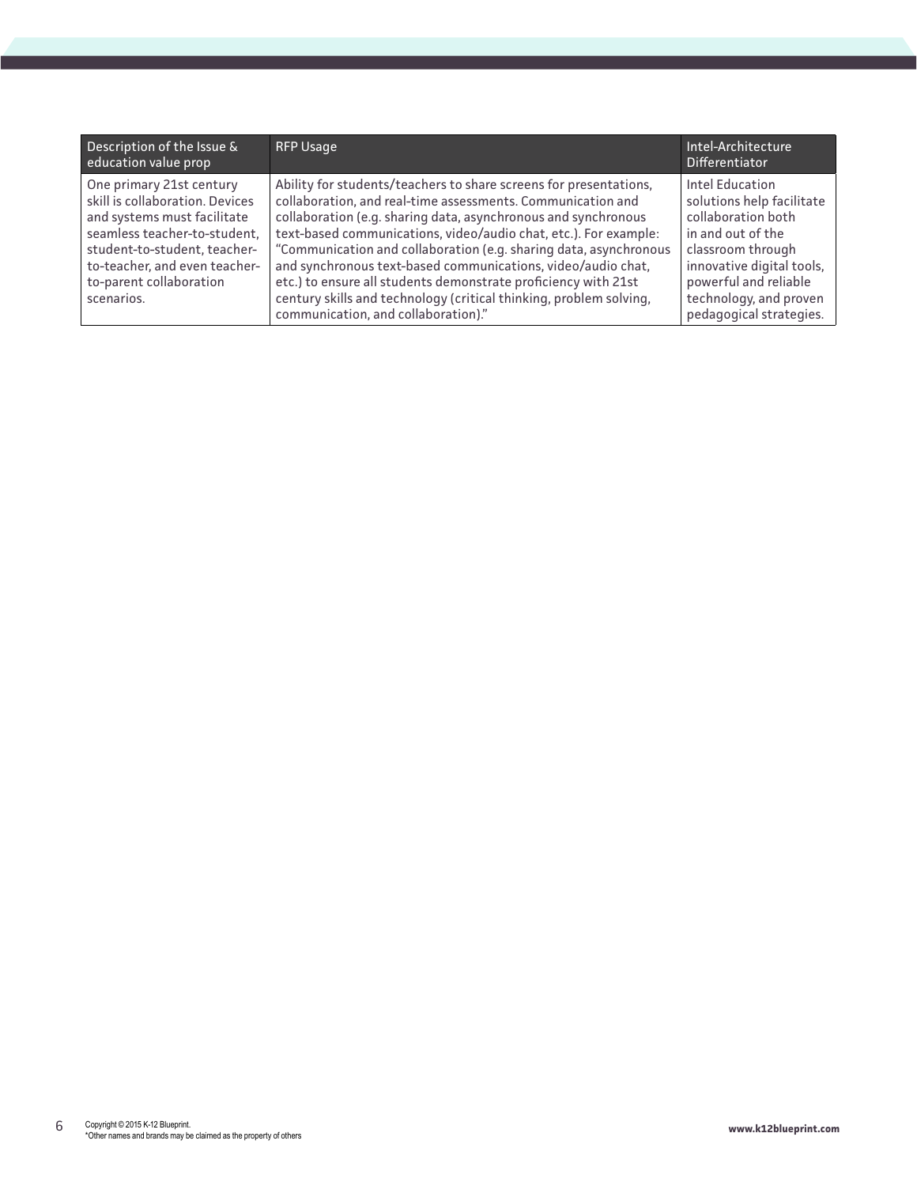| Description of the Issue & education value prop | RFP Usage | Intel-Architecture Differentiator |
|---|---|---|
| One primary 21st century skill is collaboration. Devices and systems must facilitate seamless teacher-to-student, student-to-student, teacher-to-teacher, and even teacher-to-parent collaboration scenarios. | Ability for students/teachers to share screens for presentations, collaboration, and real-time assessments. Communication and collaboration (e.g. sharing data, asynchronous and synchronous text-based communications, video/audio chat, etc.). For example: "Communication and collaboration (e.g. sharing data, asynchronous and synchronous text-based communications, video/audio chat, etc.) to ensure all students demonstrate proficiency with 21st century skills and technology (critical thinking, problem solving, communication, and collaboration)." | Intel Education solutions help facilitate collaboration both in and out of the classroom through innovative digital tools, powerful and reliable technology, and proven pedagogical strategies. |

Copyright © 2015 K-12 Blueprint.
*Other names and brands may be claimed as the property of others

www.k12blueprint.com